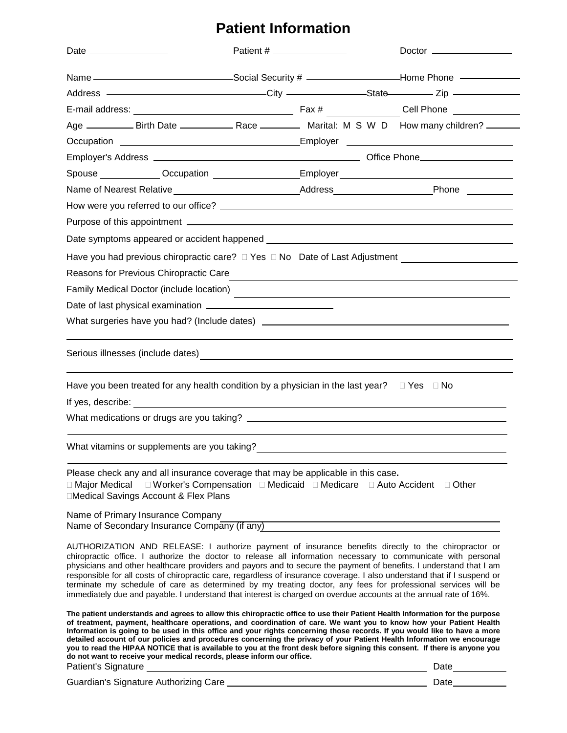# Patient Information

Date ________________ Patient # ______________ Doctor ________________

Name ______________________________ Social Security # __________________ Home Phone ____________

Address ________________________________ City ________________ State __________ Zip ____________

E-mail address: ______________________________ Fax # ______________ Cell Phone ____________

Age __________ Birth Date ___________ Race _________ Marital: M S W D How many children? _______

Occupation __________________________________ Employer ________________________________

Employer's Address ________________________________________ Office Phone__________________

Spouse ___________ Occupation ________________ Employer________________________________

Name of Nearest Relative________________________ Address____________________ Phone _________

How were you referred to our office? ___________________________________________________________

Purpose of this appointment ___________________________________________________________________

Date symptoms appeared or accident happened ___________________________________________________

Have you had previous chiropractic care? ☐ Yes ☐ No Date of Last Adjustment ______________________

Reasons for Previous Chiropractic Care___________________________________________________________

Family Medical Doctor (include location) _________________________________________________________

Date of last physical examination ________________________

What surgeries have you had? (Include dates) ______________________________________________

_____________________________________________________________________________________

Serious illnesses (include dates)________________________________________________________________

_____________________________________________________________________________________

Have you been treated for any health condition by a physician in the last year? ☐ Yes ☐ No

If yes, describe: ____________________________________________________________________________

What medications or drugs are you taking? ________________________________________________________

_____________________________________________________________________________________

What vitamins or supplements are you taking?_____________________________________________________

_____________________________________________________________________________________

Please check any and all insurance coverage that may be applicable in this case**.**

☐ Major Medical ☐ Worker's Compensation ☐ Medicaid ☐ Medicare ☐ Auto Accident ☐ Other ☐Medical Savings Account & Flex Plans

Name of Primary Insurance Company____________________________________________________________

Name of Secondary Insurance Company (if any)____________________________________________________

AUTHORIZATION AND RELEASE: I authorize payment of insurance benefits directly to the chiropractor or chiropractic office. I authorize the doctor to release all information necessary to communicate with personal physicians and other healthcare providers and payors and to secure the payment of benefits. I understand that I am responsible for all costs of chiropractic care, regardless of insurance coverage. I also understand that if I suspend or terminate my schedule of care as determined by my treating doctor, any fees for professional services will be immediately due and payable. I understand that interest is charged on overdue accounts at the annual rate of 16%.

**The patient understands and agrees to allow this chiropractic office to use their Patient Health Information for the purpose of treatment, payment, healthcare operations, and coordination of care. We want you to know how your Patient Health Information is going to be used in this office and your rights concerning those records. If you would like to have a more detailed account of our policies and procedures concerning the privacy of your Patient Health Information we encourage you to read the HIPAA NOTICE that is available to you at the front desk before signing this consent. If there is anyone you do not want to receive your medical records, please inform our office.**

Patient's Signature ________________________________________________ Date__________

Guardian's Signature Authorizing Care ______________________________________ Date__________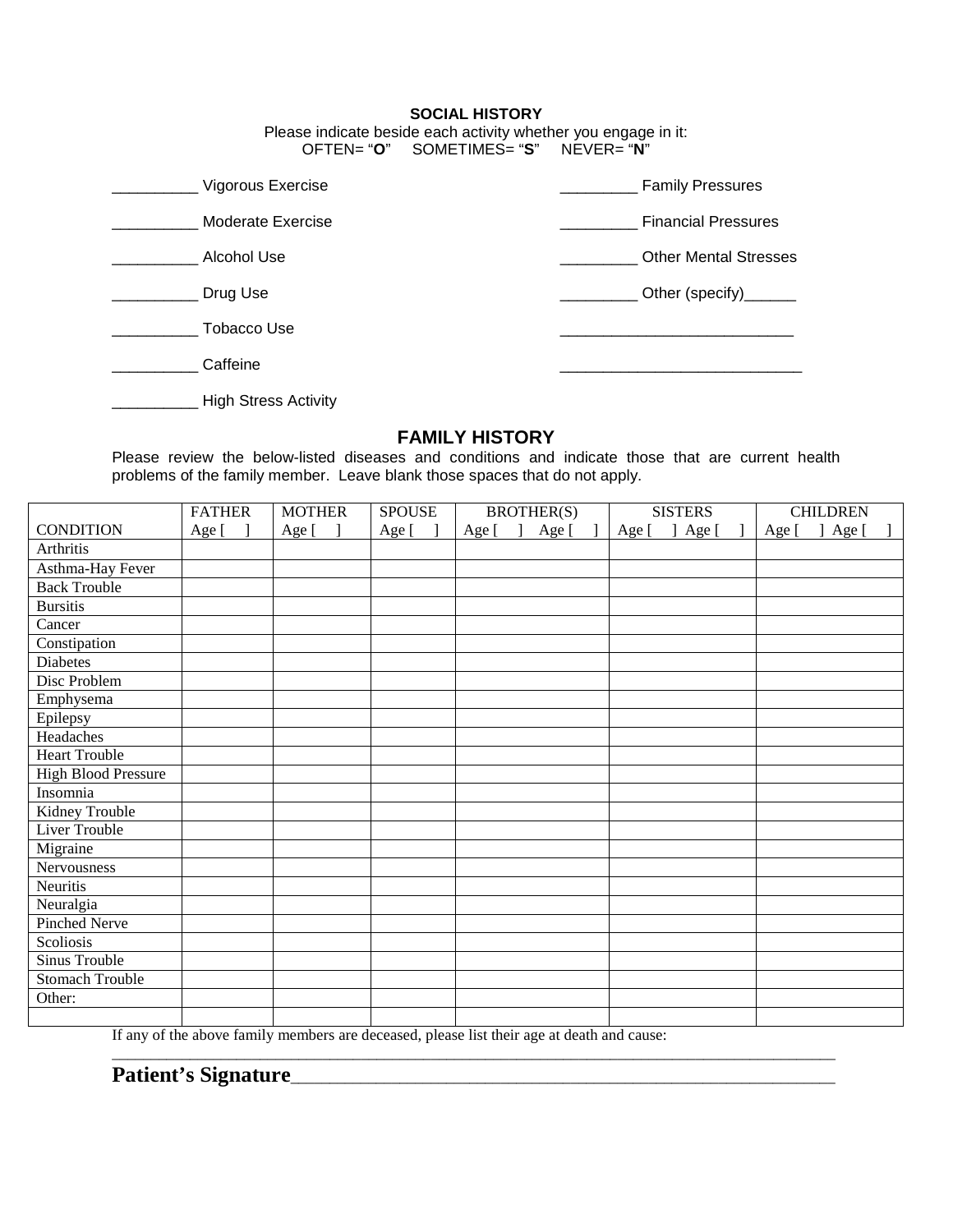**SOCIAL HISTORY**

Please indicate beside each activity whether you engage in it:
OFTEN= "**O**" SOMETIMES= "**S**" NEVER= "**N**"

__________ Vigorous Exercise

__________ Moderate Exercise

__________ Alcohol Use

__________ Drug Use

__________ Tobacco Use

__________ Caffeine

__________ High Stress Activity

_________ Family Pressures

_________ Financial Pressures

_________ Other Mental Stresses

_________ Other (specify)______

___________________________

____________________________

## FAMILY HISTORY

Please review the below-listed diseases and conditions and indicate those that are current health problems of the family member. Leave blank those spaces that do not apply.

| CONDITION | FATHER Age [ ] | MOTHER Age [ ] | SPOUSE Age [ ] | BROTHER(S) Age [ ] Age [ ] | SISTERS Age [ ] Age [ ] | CHILDREN Age [ ] Age [ ] |
|---|---|---|---|---|---|---|
| Arthritis | | | | | | |
| Asthma-Hay Fever | | | | | | |
| Back Trouble | | | | | | |
| Bursitis | | | | | | |
| Cancer | | | | | | |
| Constipation | | | | | | |
| Diabetes | | | | | | |
| Disc Problem | | | | | | |
| Emphysema | | | | | | |
| Epilepsy | | | | | | |
| Headaches | | | | | | |
| Heart Trouble | | | | | | |
| High Blood Pressure | | | | | | |
| Insomnia | | | | | | |
| Kidney Trouble | | | | | | |
| Liver Trouble | | | | | | |
| Migraine | | | | | | |
| Nervousness | | | | | | |
| Neuritis | | | | | | |
| Neuralgia | | | | | | |
| Pinched Nerve | | | | | | |
| Scoliosis | | | | | | |
| Sinus Trouble | | | | | | |
| Stomach Trouble | | | | | | |
| Other: | | | | | | |
| | | | | | | |

If any of the above family members are deceased, please list their age at death and cause:
_____________________________________________________________________________________

**Patient's Signature**_____________________________________________________________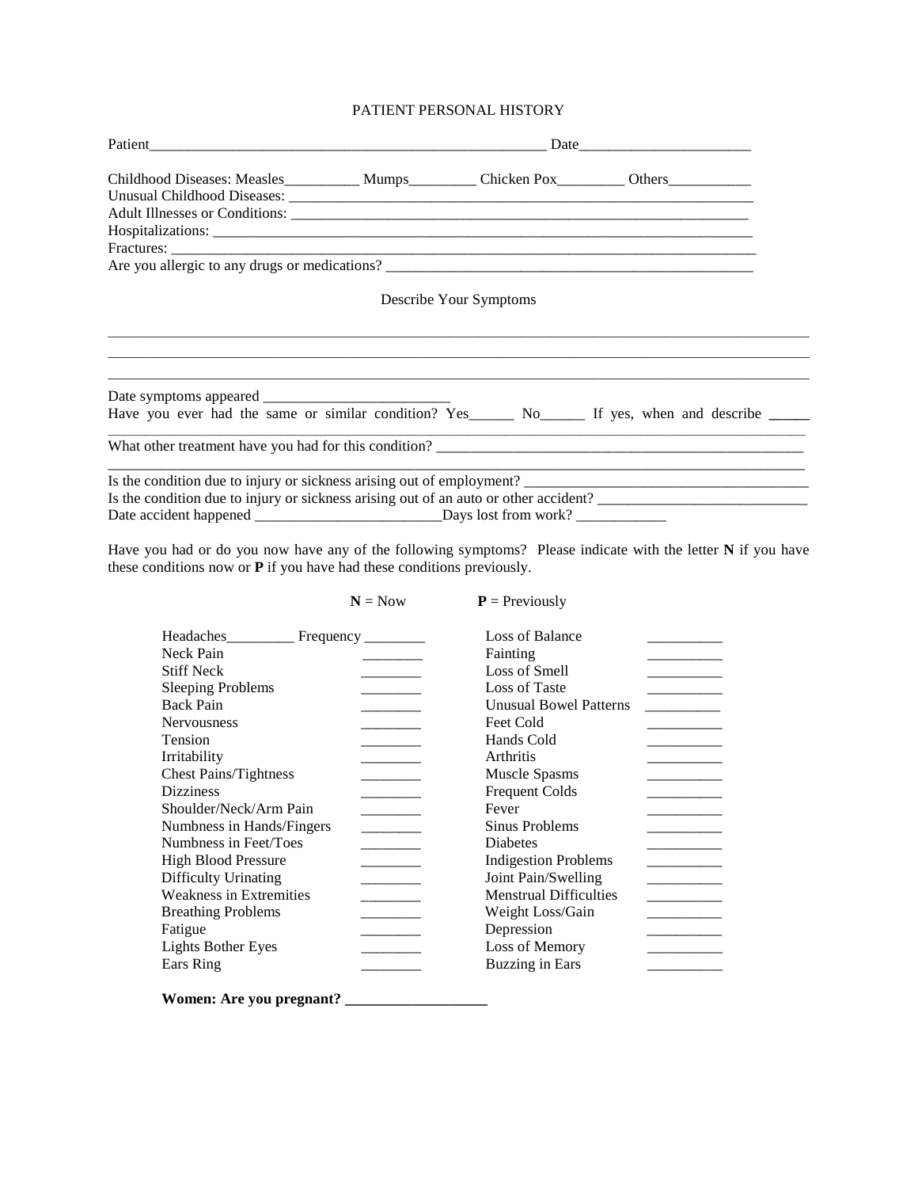# PATIENT PERSONAL HISTORY

Patient_______________________________________________________ Date_______________________

Childhood Diseases: Measles__________ Mumps_________ Chicken Pox_________ Others___________

Unusual Childhood Diseases: _______________________________________________________________

Adult Illnesses or Conditions: _____________________________________________________________

Hospitalizations: _________________________________________________________________________

Fractures: ______________________________________________________________________________

Are you allergic to any drugs or medications? __________________________________________________

## Describe Your Symptoms

_______________________________________________________________________________________________

_______________________________________________________________________________________________

_______________________________________________________________________________________________

Date symptoms appeared _________________________

Have you ever had the same or similar condition? Yes______ No______ If yes, when and describe _____

_______________________________________________________________________________________________

What other treatment have you had for this condition? ___________________________________________________

_______________________________________________________________________________________________

Is the condition due to injury or sickness arising out of employment? ________________________________________

Is the condition due to injury or sickness arising out of an auto or other accident? ____________________________

Date accident happened _________________________Days lost from work? ____________

Have you had or do you now have any of the following symptoms? Please indicate with the letter **N** if you have these conditions now or **P** if you have had these conditions previously.

**N** = Now **P** = Previously

| Symptom | | Symptom | |
|---|---|---|---|
| Headaches_________ Frequency | ________ | Loss of Balance | __________ |
| Neck Pain | ________ | Fainting | __________ |
| Stiff Neck | ________ | Loss of Smell | __________ |
| Sleeping Problems | ________ | Loss of Taste | __________ |
| Back Pain | ________ | Unusual Bowel Patterns | __________ |
| Nervousness | ________ | Feet Cold | __________ |
| Tension | ________ | Hands Cold | __________ |
| Irritability | ________ | Arthritis | __________ |
| Chest Pains/Tightness | ________ | Muscle Spasms | __________ |
| Dizziness | ________ | Frequent Colds | __________ |
| Shoulder/Neck/Arm Pain | ________ | Fever | __________ |
| Numbness in Hands/Fingers | ________ | Sinus Problems | __________ |
| Numbness in Feet/Toes | ________ | Diabetes | __________ |
| High Blood Pressure | ________ | Indigestion Problems | __________ |
| Difficulty Urinating | ________ | Joint Pain/Swelling | __________ |
| Weakness in Extremities | ________ | Menstrual Difficulties | __________ |
| Breathing Problems | ________ | Weight Loss/Gain | __________ |
| Fatigue | ________ | Depression | __________ |
| Lights Bother Eyes | ________ | Loss of Memory | __________ |
| Ears Ring | ________ | Buzzing in Ears | __________ |

**Women: Are you pregnant? ___________________**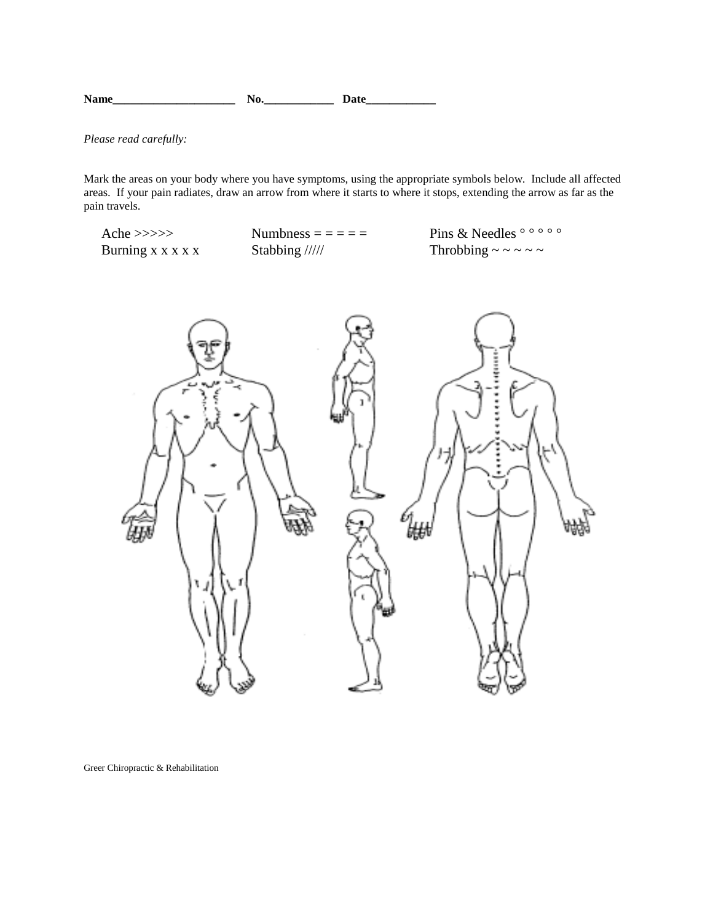**Name\_\_\_\_\_\_\_\_\_\_\_\_\_\_\_\_\_\_\_\_\_\_** **No.\_\_\_\_\_\_\_\_\_\_\_\_\_** **Date\_\_\_\_\_\_\_\_\_\_\_\_\_**

*Please read carefully:*

Mark the areas on your body where you have symptoms, using the appropriate symbols below. Include all affected areas. If your pain radiates, draw an arrow from where it starts to where it stops, extending the arrow as far as the pain travels.

| | | |
|---|---|---|
| Ache >>>>> | Numbness = = = = = | Pins & Needles ° ° ° ° ° |
| Burning x x x x x | Stabbing ///// | Throbbing ~ ~ ~ ~ ~ |

Greer Chiropractic & Rehabilitation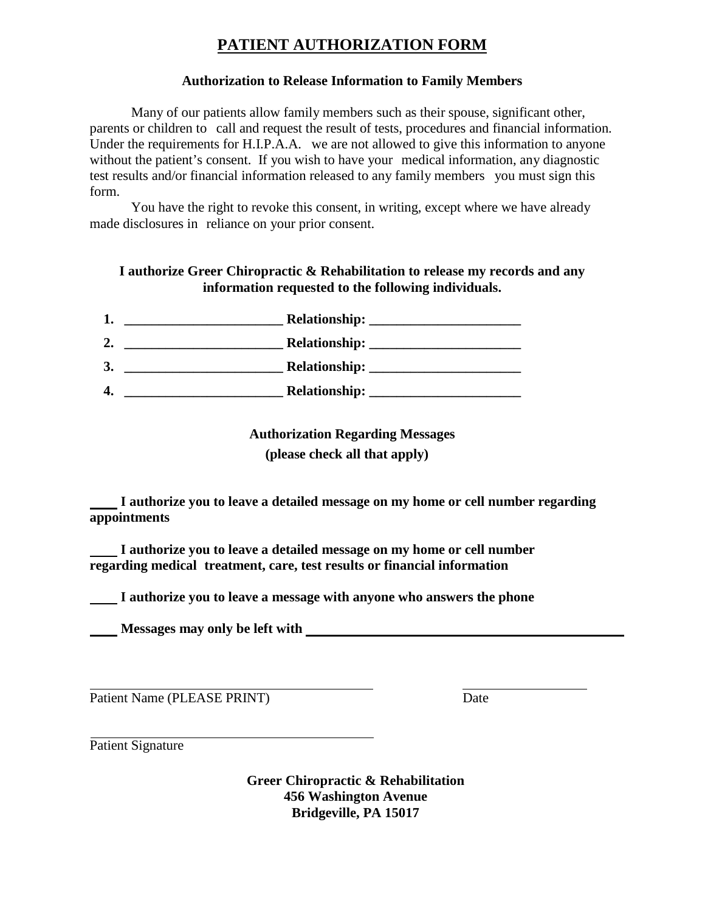# PATIENT AUTHORIZATION FORM

**Authorization to Release Information to Family Members**

Many of our patients allow family members such as their spouse, significant other, parents or children to call and request the result of tests, procedures and financial information. Under the requirements for H.I.P.A.A. we are not allowed to give this information to anyone without the patient's consent. If you wish to have your medical information, any diagnostic test results and/or financial information released to any family members you must sign this form.

You have the right to revoke this consent, in writing, except where we have already made disclosures in reliance on your prior consent.

**I authorize Greer Chiropractic & Rehabilitation to release my records and any information requested to the following individuals.**

1. _______________________ **Relationship:** ______________________
2. _______________________ **Relationship:** ______________________
3. _______________________ **Relationship:** ______________________
4. _______________________ **Relationship:** ______________________

**Authorization Regarding Messages**

**(please check all that apply)**

____ **I authorize you to leave a detailed message on my home or cell number regarding appointments**

____ **I authorize you to leave a detailed message on my home or cell number regarding medical treatment, care, test results or financial information**

____ **I authorize you to leave a message with anyone who answers the phone**

____ **Messages may only be left with** ______________________________________________

______________________________________ ____________________

Patient Name (PLEASE PRINT) Date

______________________________________

Patient Signature

**Greer Chiropractic & Rehabilitation**
**456 Washington Avenue**
**Bridgeville, PA 15017**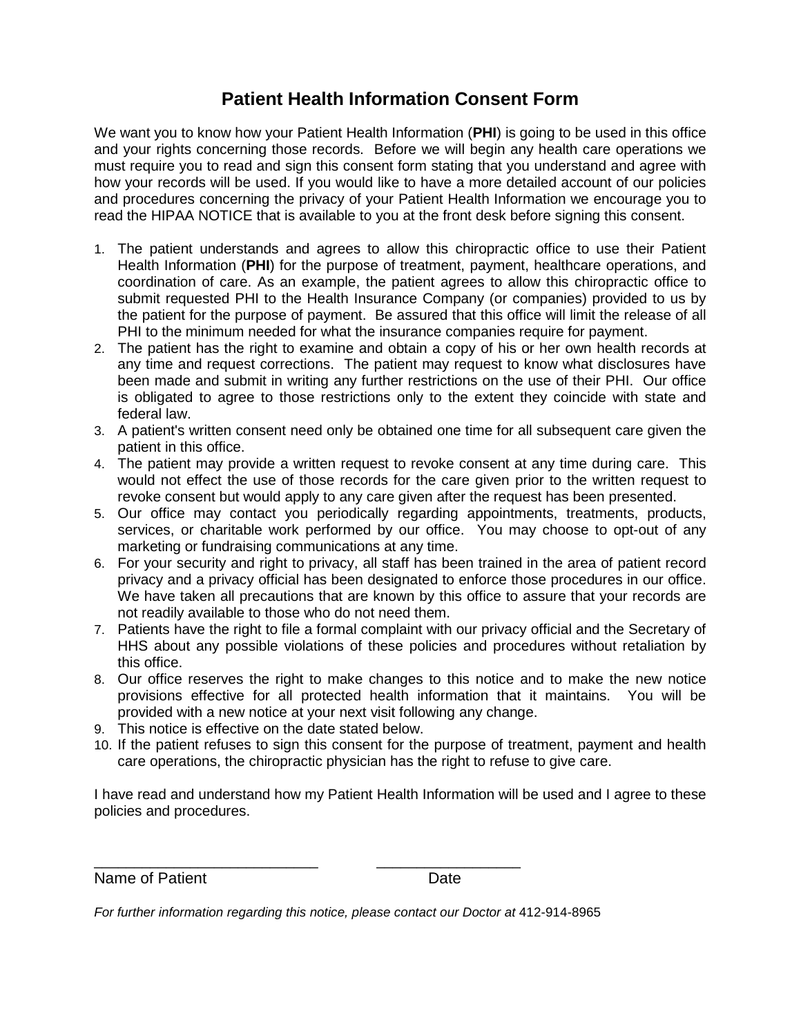# Patient Health Information Consent Form

We want you to know how your Patient Health Information (**PHI**) is going to be used in this office and your rights concerning those records. Before we will begin any health care operations we must require you to read and sign this consent form stating that you understand and agree with how your records will be used. If you would like to have a more detailed account of our policies and procedures concerning the privacy of your Patient Health Information we encourage you to read the HIPAA NOTICE that is available to you at the front desk before signing this consent.

1. The patient understands and agrees to allow this chiropractic office to use their Patient Health Information (**PHI**) for the purpose of treatment, payment, healthcare operations, and coordination of care. As an example, the patient agrees to allow this chiropractic office to submit requested PHI to the Health Insurance Company (or companies) provided to us by the patient for the purpose of payment. Be assured that this office will limit the release of all PHI to the minimum needed for what the insurance companies require for payment.
2. The patient has the right to examine and obtain a copy of his or her own health records at any time and request corrections. The patient may request to know what disclosures have been made and submit in writing any further restrictions on the use of their PHI. Our office is obligated to agree to those restrictions only to the extent they coincide with state and federal law.
3. A patient's written consent need only be obtained one time for all subsequent care given the patient in this office.
4. The patient may provide a written request to revoke consent at any time during care. This would not effect the use of those records for the care given prior to the written request to revoke consent but would apply to any care given after the request has been presented.
5. Our office may contact you periodically regarding appointments, treatments, products, services, or charitable work performed by our office. You may choose to opt-out of any marketing or fundraising communications at any time.
6. For your security and right to privacy, all staff has been trained in the area of patient record privacy and a privacy official has been designated to enforce those procedures in our office. We have taken all precautions that are known by this office to assure that your records are not readily available to those who do not need them.
7. Patients have the right to file a formal complaint with our privacy official and the Secretary of HHS about any possible violations of these policies and procedures without retaliation by this office.
8. Our office reserves the right to make changes to this notice and to make the new notice provisions effective for all protected health information that it maintains. You will be provided with a new notice at your next visit following any change.
9. This notice is effective on the date stated below.
10. If the patient refuses to sign this consent for the purpose of treatment, payment and health care operations, the chiropractic physician has the right to refuse to give care.

I have read and understand how my Patient Health Information will be used and I agree to these policies and procedures.

\_\_\_\_\_\_\_\_\_\_\_\_\_\_\_\_\_\_\_\_\_\_\_\_\_\_ \_\_\_\_\_\_\_\_\_\_\_\_\_\_\_\_\_

Name of Patient Date

*For further information regarding this notice, please contact our Doctor at* 412-914-8965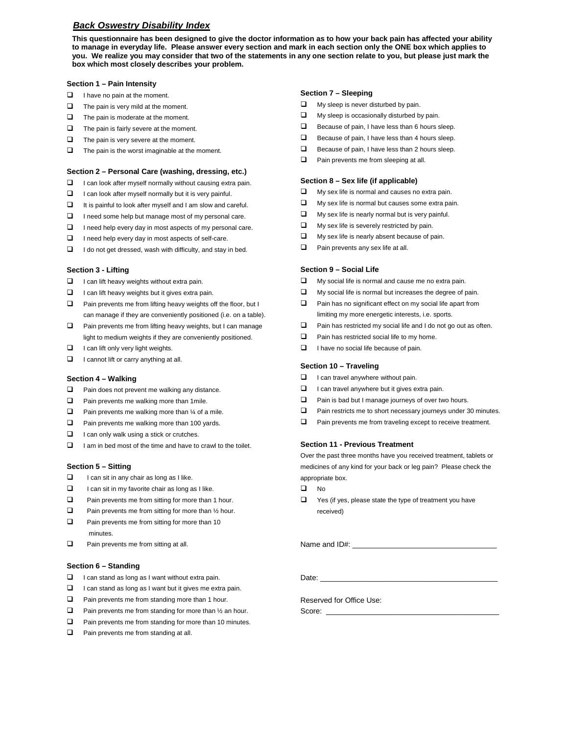## ***Back Oswestry Disability Index***

**This questionnaire has been designed to give the doctor information as to how your back pain has affected your ability to manage in everyday life. Please answer every section and mark in each section only the ONE box which applies to you. We realize you may consider that two of the statements in any one section relate to you, but please just mark the box which most closely describes your problem.**

### Section 1 – Pain Intensity

- ☐ I have no pain at the moment.
- ☐ The pain is very mild at the moment.
- ☐ The pain is moderate at the moment.
- ☐ The pain is fairly severe at the moment.
- ☐ The pain is very severe at the moment.
- ☐ The pain is the worst imaginable at the moment.

### Section 2 – Personal Care (washing, dressing, etc.)

- ☐ I can look after myself normally without causing extra pain.
- ☐ I can look after myself normally but it is very painful.
- ☐ It is painful to look after myself and I am slow and careful.
- ☐ I need some help but manage most of my personal care.
- ☐ I need help every day in most aspects of my personal care.
- ☐ I need help every day in most aspects of self-care.
- ☐ I do not get dressed, wash with difficulty, and stay in bed.

### Section 3 - Lifting

- ☐ I can lift heavy weights without extra pain.
- ☐ I can lift heavy weights but it gives extra pain.
- ☐ Pain prevents me from lifting heavy weights off the floor, but I can manage if they are conveniently positioned (i.e. on a table).
- ☐ Pain prevents me from lifting heavy weights, but I can manage light to medium weights if they are conveniently positioned.
- ☐ I can lift only very light weights.
- ☐ I cannot lift or carry anything at all.

### Section 4 – Walking

- ☐ Pain does not prevent me walking any distance.
- ☐ Pain prevents me walking more than 1mile.
- ☐ Pain prevents me walking more than ¼ of a mile.
- ☐ Pain prevents me walking more than 100 yards.
- ☐ I can only walk using a stick or crutches.
- ☐ I am in bed most of the time and have to crawl to the toilet.

### Section 5 – Sitting

- ☐ I can sit in any chair as long as I like.
- ☐ I can sit in my favorite chair as long as I like.
- ☐ Pain prevents me from sitting for more than 1 hour.
- ☐ Pain prevents me from sitting for more than ½ hour.
- ☐ Pain prevents me from sitting for more than 10 minutes.
- ☐ Pain prevents me from sitting at all.

### Section 6 – Standing

- ☐ I can stand as long as I want without extra pain.
- ☐ I can stand as long as I want but it gives me extra pain.
- ☐ Pain prevents me from standing more than 1 hour.
- ☐ Pain prevents me from standing for more than ½ an hour.
- ☐ Pain prevents me from standing for more than 10 minutes.
- ☐ Pain prevents me from standing at all.

### Section 7 – Sleeping

- ☐ My sleep is never disturbed by pain.
- ☐ My sleep is occasionally disturbed by pain.
- ☐ Because of pain, I have less than 6 hours sleep.
- ☐ Because of pain, I have less than 4 hours sleep.
- ☐ Because of pain, I have less than 2 hours sleep.
- ☐ Pain prevents me from sleeping at all.

### Section 8 – Sex life (if applicable)

- ☐ My sex life is normal and causes no extra pain.
- ☐ My sex life is normal but causes some extra pain.
- ☐ My sex life is nearly normal but is very painful.
- ☐ My sex life is severely restricted by pain.
- ☐ My sex life is nearly absent because of pain.
- ☐ Pain prevents any sex life at all.

### Section 9 – Social Life

- ☐ My social life is normal and cause me no extra pain.
- ☐ My social life is normal but increases the degree of pain.
- ☐ Pain has no significant effect on my social life apart from limiting my more energetic interests, i.e. sports.
- ☐ Pain has restricted my social life and I do not go out as often.
- ☐ Pain has restricted social life to my home.
- ☐ I have no social life because of pain.

### Section 10 – Traveling

- ☐ I can travel anywhere without pain.
- ☐ I can travel anywhere but it gives extra pain.
- ☐ Pain is bad but I manage journeys of over two hours.
- ☐ Pain restricts me to short necessary journeys under 30 minutes.
- ☐ Pain prevents me from traveling except to receive treatment.

### Section 11 - Previous Treatment

Over the past three months have you received treatment, tablets or medicines of any kind for your back or leg pain? Please check the appropriate box.

- ☐ No
- ☐ Yes (if yes, please state the type of treatment you have received)

Name and ID#: ________________________________

Date: ________________________________

Reserved for Office Use:
Score: ________________________________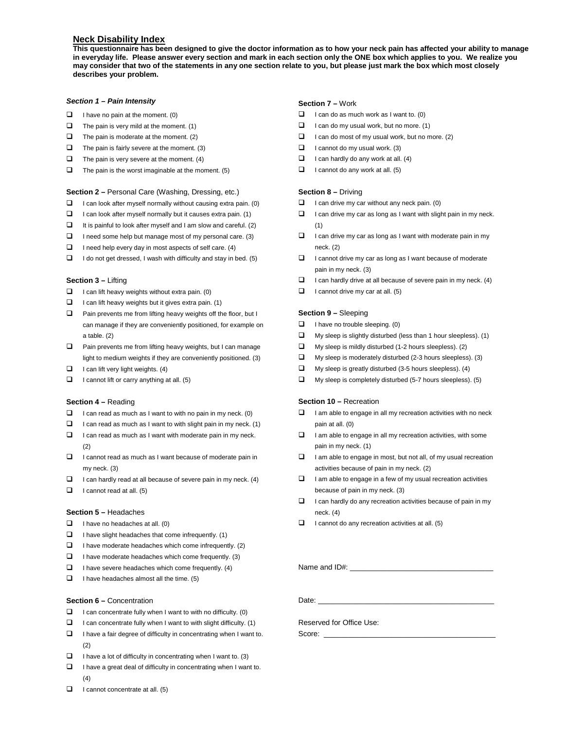## Neck Disability Index

**This questionnaire has been designed to give the doctor information as to how your neck pain has affected your ability to manage in everyday life. Please answer every section and mark in each section only the ONE box which applies to you. We realize you may consider that two of the statements in any one section relate to you, but please just mark the box which most closely describes your problem.**

### *Section 1 – Pain Intensity*

- ☐ I have no pain at the moment. (0)
- ☐ The pain is very mild at the moment. (1)
- ☐ The pain is moderate at the moment. (2)
- ☐ The pain is fairly severe at the moment. (3)
- ☐ The pain is very severe at the moment. (4)
- ☐ The pain is the worst imaginable at the moment. (5)

### **Section 2 –** Personal Care (Washing, Dressing, etc.)

- ☐ I can look after myself normally without causing extra pain. (0)
- ☐ I can look after myself normally but it causes extra pain. (1)
- ☐ It is painful to look after myself and I am slow and careful. (2)
- ☐ I need some help but manage most of my personal care. (3)
- ☐ I need help every day in most aspects of self care. (4)
- ☐ I do not get dressed, I wash with difficulty and stay in bed. (5)

### **Section 3 –** Lifting

- ☐ I can lift heavy weights without extra pain. (0)
- ☐ I can lift heavy weights but it gives extra pain. (1)
- ☐ Pain prevents me from lifting heavy weights off the floor, but I can manage if they are conveniently positioned, for example on a table. (2)
- ☐ Pain prevents me from lifting heavy weights, but I can manage light to medium weights if they are conveniently positioned. (3)
- ☐ I can lift very light weights. (4)
- ☐ I cannot lift or carry anything at all. (5)

### **Section 4 –** Reading

- ☐ I can read as much as I want to with no pain in my neck. (0)
- ☐ I can read as much as I want to with slight pain in my neck. (1)
- ☐ I can read as much as I want with moderate pain in my neck. (2)
- ☐ I cannot read as much as I want because of moderate pain in my neck. (3)
- ☐ I can hardly read at all because of severe pain in my neck. (4)
- ☐ I cannot read at all. (5)

### **Section 5 –** Headaches

- ☐ I have no headaches at all. (0)
- ☐ I have slight headaches that come infrequently. (1)
- ☐ I have moderate headaches which come infrequently. (2)
- ☐ I have moderate headaches which come frequently. (3)
- ☐ I have severe headaches which come frequently. (4)
- ☐ I have headaches almost all the time. (5)

### **Section 6 –** Concentration

- ☐ I can concentrate fully when I want to with no difficulty. (0)
- ☐ I can concentrate fully when I want to with slight difficulty. (1)
- ☐ I have a fair degree of difficulty in concentrating when I want to. (2)
- ☐ I have a lot of difficulty in concentrating when I want to. (3)
- ☐ I have a great deal of difficulty in concentrating when I want to. (4)
- ☐ I cannot concentrate at all. (5)

### **Section 7 –** Work

- ☐ I can do as much work as I want to. (0)
- ☐ I can do my usual work, but no more. (1)
- ☐ I can do most of my usual work, but no more. (2)
- ☐ I cannot do my usual work. (3)
- ☐ I can hardly do any work at all. (4)
- ☐ I cannot do any work at all. (5)

### **Section 8 –** Driving

- ☐ I can drive my car without any neck pain. (0)
- ☐ I can drive my car as long as I want with slight pain in my neck. (1)
- ☐ I can drive my car as long as I want with moderate pain in my neck. (2)
- ☐ I cannot drive my car as long as I want because of moderate pain in my neck. (3)
- ☐ I can hardly drive at all because of severe pain in my neck. (4)
- ☐ I cannot drive my car at all. (5)

### **Section 9 –** Sleeping

- ☐ I have no trouble sleeping. (0)
- ☐ My sleep is slightly disturbed (less than 1 hour sleepless). (1)
- ☐ My sleep is mildly disturbed (1-2 hours sleepless). (2)
- ☐ My sleep is moderately disturbed (2-3 hours sleepless). (3)
- ☐ My sleep is greatly disturbed (3-5 hours sleepless). (4)
- ☐ My sleep is completely disturbed (5-7 hours sleepless). (5)

### **Section 10 –** Recreation

- ☐ I am able to engage in all my recreation activities with no neck pain at all. (0)
- ☐ I am able to engage in all my recreation activities, with some pain in my neck. (1)
- ☐ I am able to engage in most, but not all, of my usual recreation activities because of pain in my neck. (2)
- ☐ I am able to engage in a few of my usual recreation activities because of pain in my neck. (3)
- ☐ I can hardly do any recreation activities because of pain in my neck. (4)
- ☐ I cannot do any recreation activities at all. (5)

Name and ID#: ___________________________________

Date: ___________________________________________

Reserved for Office Use:

Score: __________________________________________